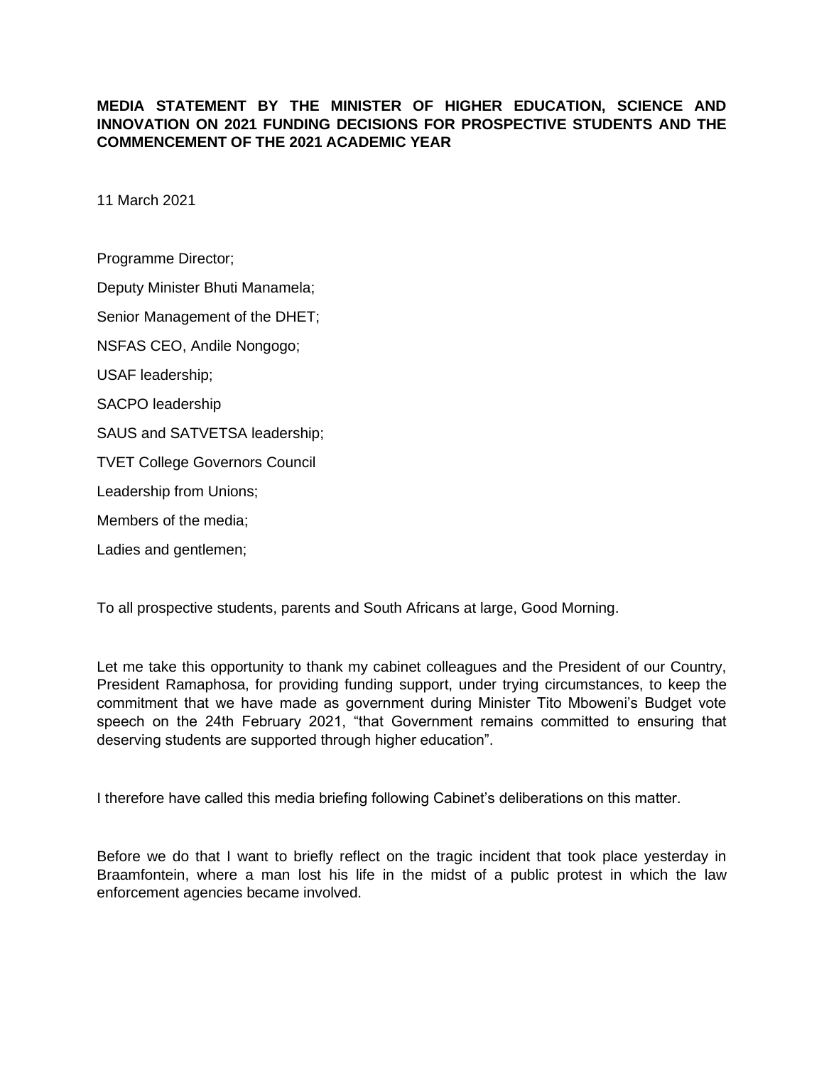**MEDIA STATEMENT BY THE MINISTER OF HIGHER EDUCATION, SCIENCE AND INNOVATION ON 2021 FUNDING DECISIONS FOR PROSPECTIVE STUDENTS AND THE COMMENCEMENT OF THE 2021 ACADEMIC YEAR**

11 March 2021

Programme Director;

Deputy Minister Bhuti Manamela;

Senior Management of the DHET;

NSFAS CEO, Andile Nongogo;

USAF leadership;

SACPO leadership

SAUS and SATVETSA leadership;

TVET College Governors Council

Leadership from Unions;

Members of the media;

Ladies and gentlemen;

To all prospective students, parents and South Africans at large, Good Morning.

Let me take this opportunity to thank my cabinet colleagues and the President of our Country, President Ramaphosa, for providing funding support, under trying circumstances, to keep the commitment that we have made as government during Minister Tito Mboweni's Budget vote speech on the 24th February 2021, "that Government remains committed to ensuring that deserving students are supported through higher education".

I therefore have called this media briefing following Cabinet's deliberations on this matter.

Before we do that I want to briefly reflect on the tragic incident that took place yesterday in Braamfontein, where a man lost his life in the midst of a public protest in which the law enforcement agencies became involved.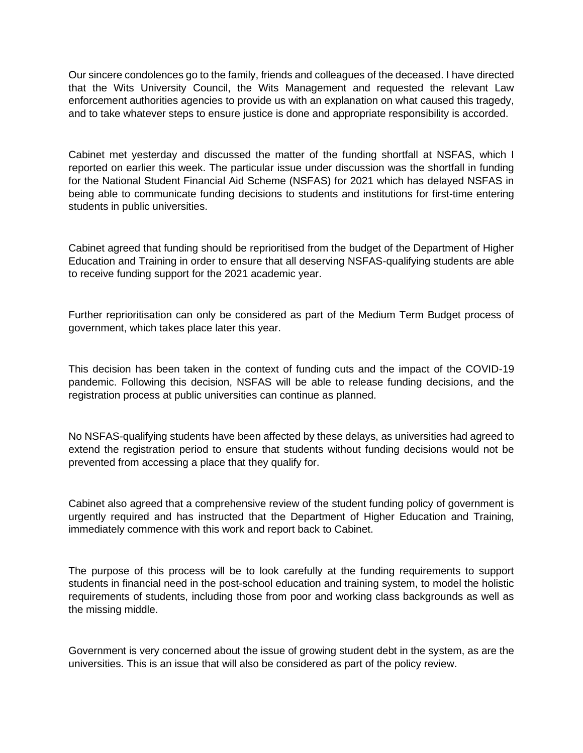Our sincere condolences go to the family, friends and colleagues of the deceased. I have directed that the Wits University Council, the Wits Management and requested the relevant Law enforcement authorities agencies to provide us with an explanation on what caused this tragedy, and to take whatever steps to ensure justice is done and appropriate responsibility is accorded.

Cabinet met yesterday and discussed the matter of the funding shortfall at NSFAS, which I reported on earlier this week. The particular issue under discussion was the shortfall in funding for the National Student Financial Aid Scheme (NSFAS) for 2021 which has delayed NSFAS in being able to communicate funding decisions to students and institutions for first-time entering students in public universities.

Cabinet agreed that funding should be reprioritised from the budget of the Department of Higher Education and Training in order to ensure that all deserving NSFAS-qualifying students are able to receive funding support for the 2021 academic year.

Further reprioritisation can only be considered as part of the Medium Term Budget process of government, which takes place later this year.

This decision has been taken in the context of funding cuts and the impact of the COVID-19 pandemic. Following this decision, NSFAS will be able to release funding decisions, and the registration process at public universities can continue as planned.

No NSFAS-qualifying students have been affected by these delays, as universities had agreed to extend the registration period to ensure that students without funding decisions would not be prevented from accessing a place that they qualify for.

Cabinet also agreed that a comprehensive review of the student funding policy of government is urgently required and has instructed that the Department of Higher Education and Training, immediately commence with this work and report back to Cabinet.

The purpose of this process will be to look carefully at the funding requirements to support students in financial need in the post-school education and training system, to model the holistic requirements of students, including those from poor and working class backgrounds as well as the missing middle.

Government is very concerned about the issue of growing student debt in the system, as are the universities. This is an issue that will also be considered as part of the policy review.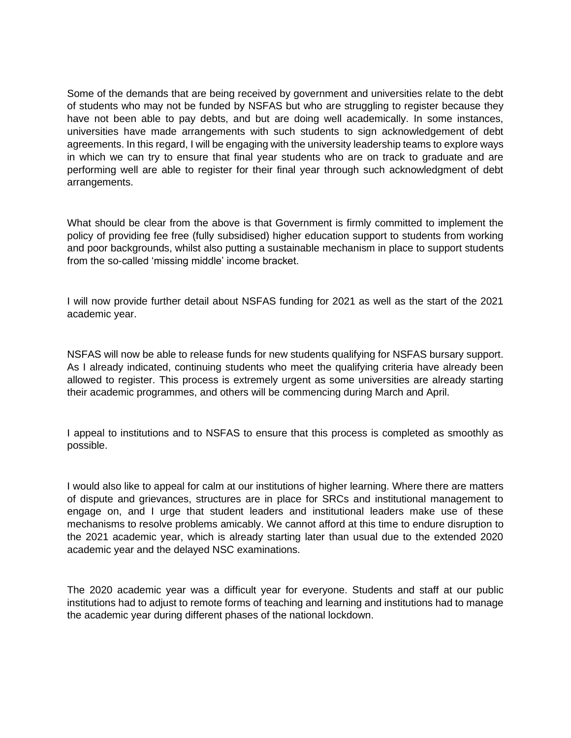Some of the demands that are being received by government and universities relate to the debt of students who may not be funded by NSFAS but who are struggling to register because they have not been able to pay debts, and but are doing well academically. In some instances, universities have made arrangements with such students to sign acknowledgement of debt agreements. In this regard, I will be engaging with the university leadership teams to explore ways in which we can try to ensure that final year students who are on track to graduate and are performing well are able to register for their final year through such acknowledgment of debt arrangements.

What should be clear from the above is that Government is firmly committed to implement the policy of providing fee free (fully subsidised) higher education support to students from working and poor backgrounds, whilst also putting a sustainable mechanism in place to support students from the so-called 'missing middle' income bracket.

I will now provide further detail about NSFAS funding for 2021 as well as the start of the 2021 academic year.

NSFAS will now be able to release funds for new students qualifying for NSFAS bursary support. As I already indicated, continuing students who meet the qualifying criteria have already been allowed to register. This process is extremely urgent as some universities are already starting their academic programmes, and others will be commencing during March and April.

I appeal to institutions and to NSFAS to ensure that this process is completed as smoothly as possible.

I would also like to appeal for calm at our institutions of higher learning. Where there are matters of dispute and grievances, structures are in place for SRCs and institutional management to engage on, and I urge that student leaders and institutional leaders make use of these mechanisms to resolve problems amicably. We cannot afford at this time to endure disruption to the 2021 academic year, which is already starting later than usual due to the extended 2020 academic year and the delayed NSC examinations.

The 2020 academic year was a difficult year for everyone. Students and staff at our public institutions had to adjust to remote forms of teaching and learning and institutions had to manage the academic year during different phases of the national lockdown.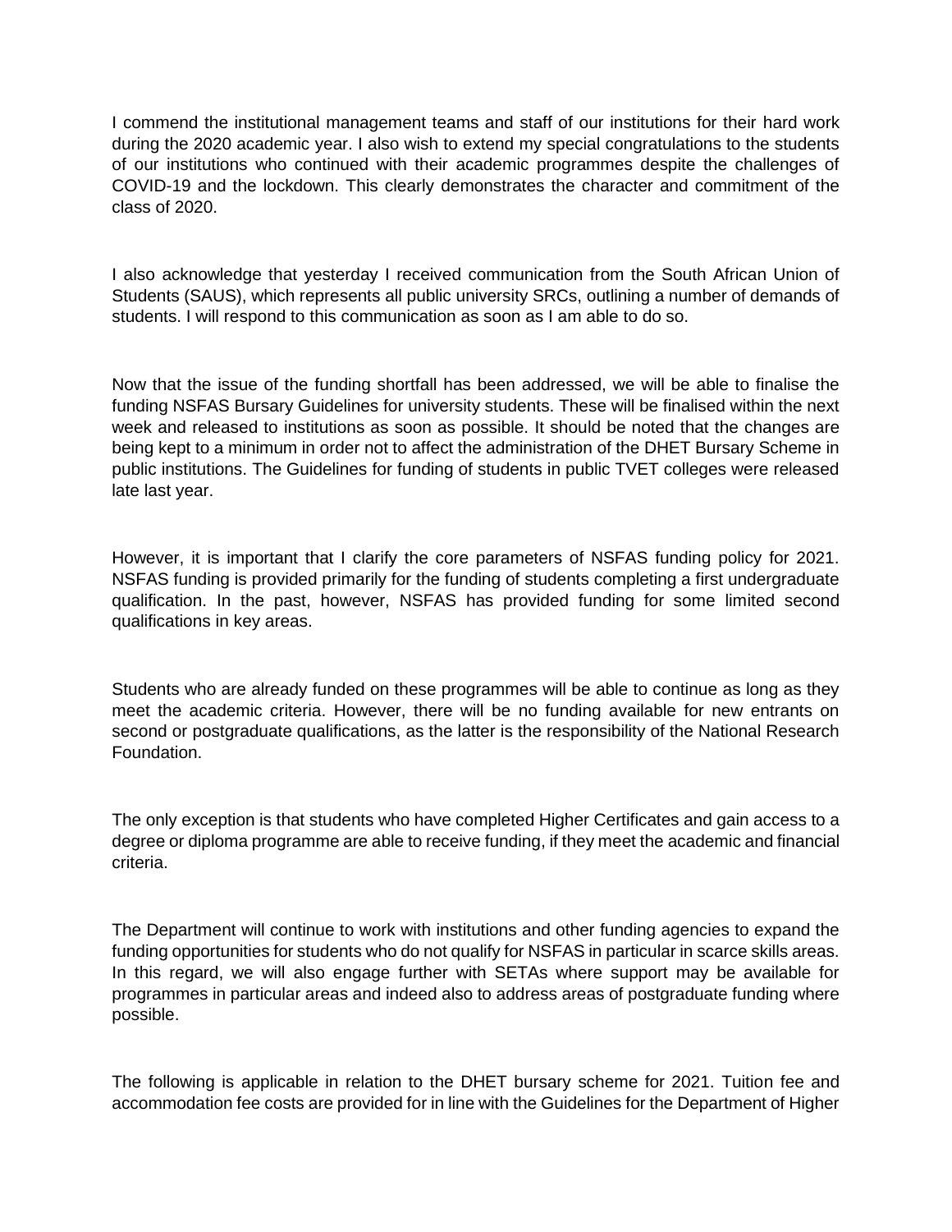I commend the institutional management teams and staff of our institutions for their hard work during the 2020 academic year. I also wish to extend my special congratulations to the students of our institutions who continued with their academic programmes despite the challenges of COVID-19 and the lockdown. This clearly demonstrates the character and commitment of the class of 2020.

I also acknowledge that yesterday I received communication from the South African Union of Students (SAUS), which represents all public university SRCs, outlining a number of demands of students. I will respond to this communication as soon as I am able to do so.

Now that the issue of the funding shortfall has been addressed, we will be able to finalise the funding NSFAS Bursary Guidelines for university students. These will be finalised within the next week and released to institutions as soon as possible. It should be noted that the changes are being kept to a minimum in order not to affect the administration of the DHET Bursary Scheme in public institutions. The Guidelines for funding of students in public TVET colleges were released late last year.

However, it is important that I clarify the core parameters of NSFAS funding policy for 2021. NSFAS funding is provided primarily for the funding of students completing a first undergraduate qualification. In the past, however, NSFAS has provided funding for some limited second qualifications in key areas.

Students who are already funded on these programmes will be able to continue as long as they meet the academic criteria. However, there will be no funding available for new entrants on second or postgraduate qualifications, as the latter is the responsibility of the National Research Foundation.

The only exception is that students who have completed Higher Certificates and gain access to a degree or diploma programme are able to receive funding, if they meet the academic and financial criteria.

The Department will continue to work with institutions and other funding agencies to expand the funding opportunities for students who do not qualify for NSFAS in particular in scarce skills areas. In this regard, we will also engage further with SETAs where support may be available for programmes in particular areas and indeed also to address areas of postgraduate funding where possible.

The following is applicable in relation to the DHET bursary scheme for 2021. Tuition fee and accommodation fee costs are provided for in line with the Guidelines for the Department of Higher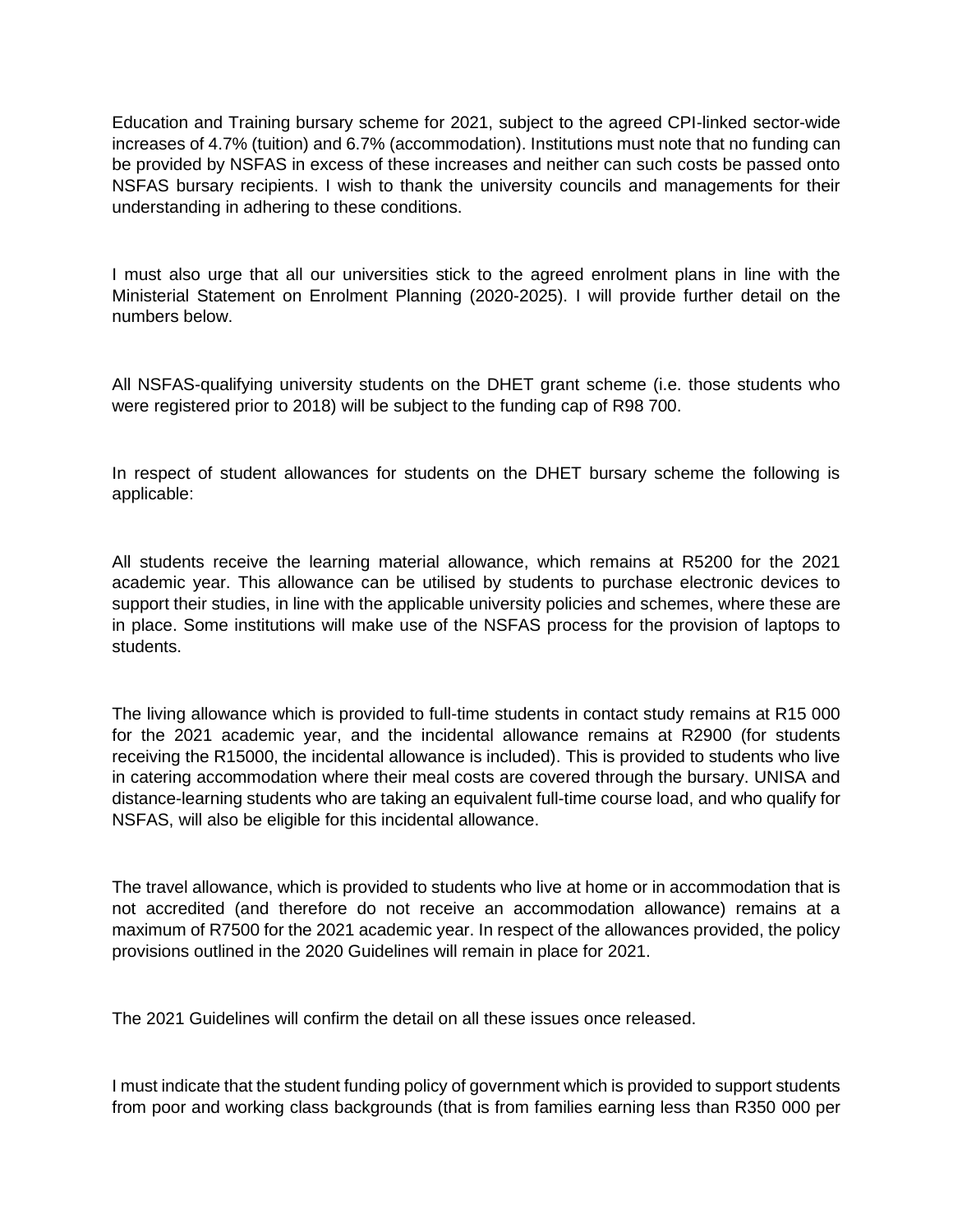Education and Training bursary scheme for 2021, subject to the agreed CPI-linked sector-wide increases of 4.7% (tuition) and 6.7% (accommodation). Institutions must note that no funding can be provided by NSFAS in excess of these increases and neither can such costs be passed onto NSFAS bursary recipients. I wish to thank the university councils and managements for their understanding in adhering to these conditions.

I must also urge that all our universities stick to the agreed enrolment plans in line with the Ministerial Statement on Enrolment Planning (2020-2025). I will provide further detail on the numbers below.

All NSFAS-qualifying university students on the DHET grant scheme (i.e. those students who were registered prior to 2018) will be subject to the funding cap of R98 700.

In respect of student allowances for students on the DHET bursary scheme the following is applicable:

All students receive the learning material allowance, which remains at R5200 for the 2021 academic year. This allowance can be utilised by students to purchase electronic devices to support their studies, in line with the applicable university policies and schemes, where these are in place. Some institutions will make use of the NSFAS process for the provision of laptops to students.

The living allowance which is provided to full-time students in contact study remains at R15 000 for the 2021 academic year, and the incidental allowance remains at R2900 (for students receiving the R15000, the incidental allowance is included). This is provided to students who live in catering accommodation where their meal costs are covered through the bursary. UNISA and distance-learning students who are taking an equivalent full-time course load, and who qualify for NSFAS, will also be eligible for this incidental allowance.

The travel allowance, which is provided to students who live at home or in accommodation that is not accredited (and therefore do not receive an accommodation allowance) remains at a maximum of R7500 for the 2021 academic year. In respect of the allowances provided, the policy provisions outlined in the 2020 Guidelines will remain in place for 2021.

The 2021 Guidelines will confirm the detail on all these issues once released.

I must indicate that the student funding policy of government which is provided to support students from poor and working class backgrounds (that is from families earning less than R350 000 per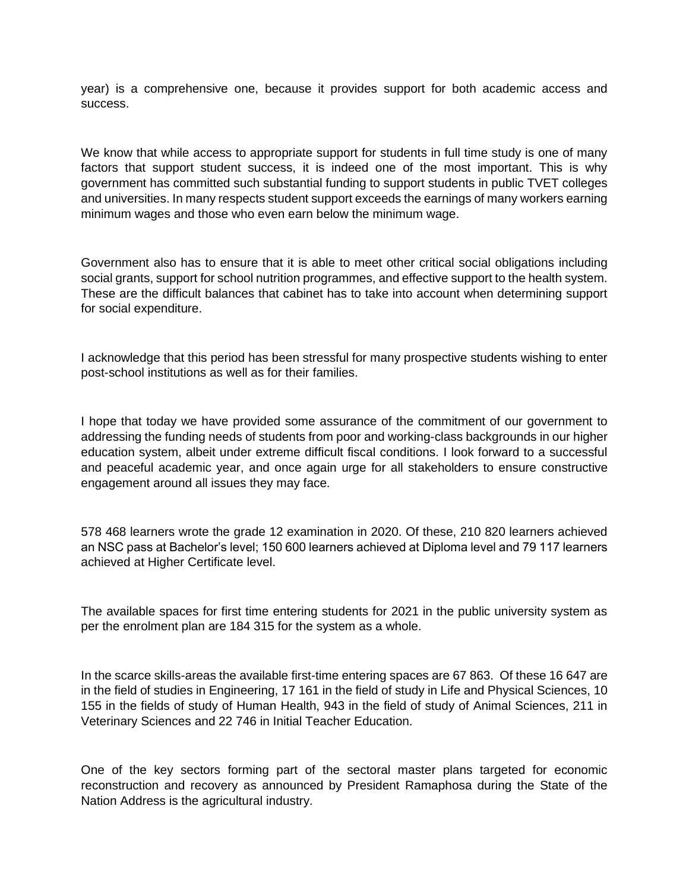year) is a comprehensive one, because it provides support for both academic access and success.

We know that while access to appropriate support for students in full time study is one of many factors that support student success, it is indeed one of the most important. This is why government has committed such substantial funding to support students in public TVET colleges and universities. In many respects student support exceeds the earnings of many workers earning minimum wages and those who even earn below the minimum wage.

Government also has to ensure that it is able to meet other critical social obligations including social grants, support for school nutrition programmes, and effective support to the health system. These are the difficult balances that cabinet has to take into account when determining support for social expenditure.

I acknowledge that this period has been stressful for many prospective students wishing to enter post-school institutions as well as for their families.

I hope that today we have provided some assurance of the commitment of our government to addressing the funding needs of students from poor and working-class backgrounds in our higher education system, albeit under extreme difficult fiscal conditions. I look forward to a successful and peaceful academic year, and once again urge for all stakeholders to ensure constructive engagement around all issues they may face.

578 468 learners wrote the grade 12 examination in 2020. Of these, 210 820 learners achieved an NSC pass at Bachelor's level; 150 600 learners achieved at Diploma level and 79 117 learners achieved at Higher Certificate level.

The available spaces for first time entering students for 2021 in the public university system as per the enrolment plan are 184 315 for the system as a whole.

In the scarce skills-areas the available first-time entering spaces are 67 863. Of these 16 647 are in the field of studies in Engineering, 17 161 in the field of study in Life and Physical Sciences, 10 155 in the fields of study of Human Health, 943 in the field of study of Animal Sciences, 211 in Veterinary Sciences and 22 746 in Initial Teacher Education.

One of the key sectors forming part of the sectoral master plans targeted for economic reconstruction and recovery as announced by President Ramaphosa during the State of the Nation Address is the agricultural industry.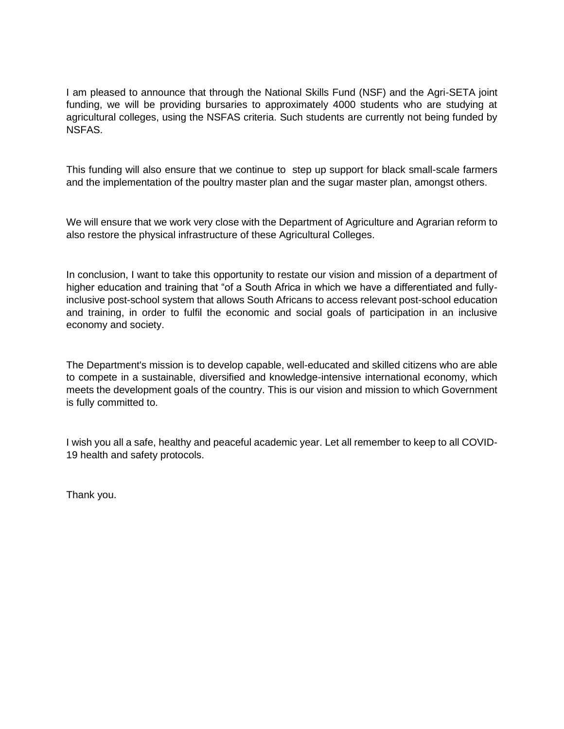I am pleased to announce that through the National Skills Fund (NSF) and the Agri-SETA joint funding, we will be providing bursaries to approximately 4000 students who are studying at agricultural colleges, using the NSFAS criteria. Such students are currently not being funded by NSFAS.

This funding will also ensure that we continue to step up support for black small-scale farmers and the implementation of the poultry master plan and the sugar master plan, amongst others.

We will ensure that we work very close with the Department of Agriculture and Agrarian reform to also restore the physical infrastructure of these Agricultural Colleges.

In conclusion, I want to take this opportunity to restate our vision and mission of a department of higher education and training that "of a South Africa in which we have a differentiated and fully-inclusive post-school system that allows South Africans to access relevant post-school education and training, in order to fulfil the economic and social goals of participation in an inclusive economy and society.

The Department's mission is to develop capable, well-educated and skilled citizens who are able to compete in a sustainable, diversified and knowledge-intensive international economy, which meets the development goals of the country. This is our vision and mission to which Government is fully committed to.

I wish you all a safe, healthy and peaceful academic year. Let all remember to keep to all COVID-19 health and safety protocols.

Thank you.